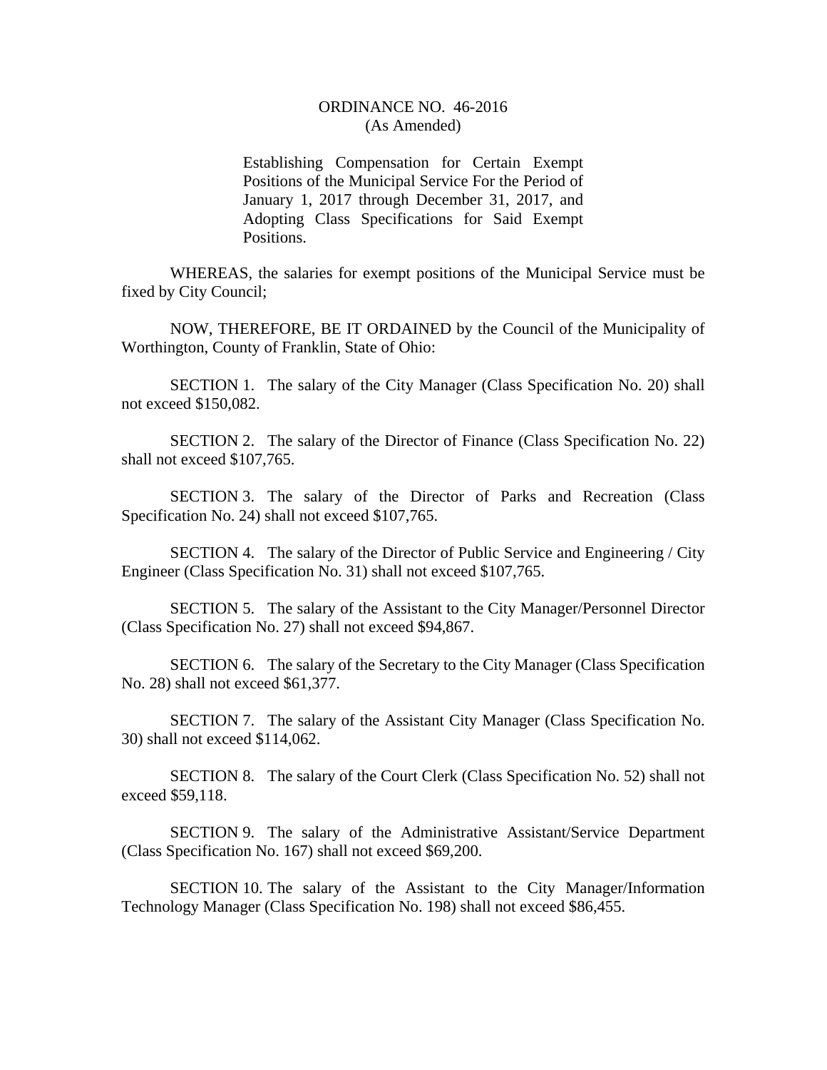# ORDINANCE NO. 46-2016
(As Amended)

Establishing Compensation for Certain Exempt Positions of the Municipal Service For the Period of January 1, 2017 through December 31, 2017, and Adopting Class Specifications for Said Exempt Positions.

WHEREAS, the salaries for exempt positions of the Municipal Service must be fixed by City Council;

NOW, THEREFORE, BE IT ORDAINED by the Council of the Municipality of Worthington, County of Franklin, State of Ohio:

SECTION 1. The salary of the City Manager (Class Specification No. 20) shall not exceed $150,082.

SECTION 2. The salary of the Director of Finance (Class Specification No. 22) shall not exceed $107,765.

SECTION 3. The salary of the Director of Parks and Recreation (Class Specification No. 24) shall not exceed $107,765.

SECTION 4. The salary of the Director of Public Service and Engineering / City Engineer (Class Specification No. 31) shall not exceed $107,765.

SECTION 5. The salary of the Assistant to the City Manager/Personnel Director (Class Specification No. 27) shall not exceed $94,867.

SECTION 6. The salary of the Secretary to the City Manager (Class Specification No. 28) shall not exceed $61,377.

SECTION 7. The salary of the Assistant City Manager (Class Specification No. 30) shall not exceed $114,062.

SECTION 8. The salary of the Court Clerk (Class Specification No. 52) shall not exceed $59,118.

SECTION 9. The salary of the Administrative Assistant/Service Department (Class Specification No. 167) shall not exceed $69,200.

SECTION 10. The salary of the Assistant to the City Manager/Information Technology Manager (Class Specification No. 198) shall not exceed $86,455.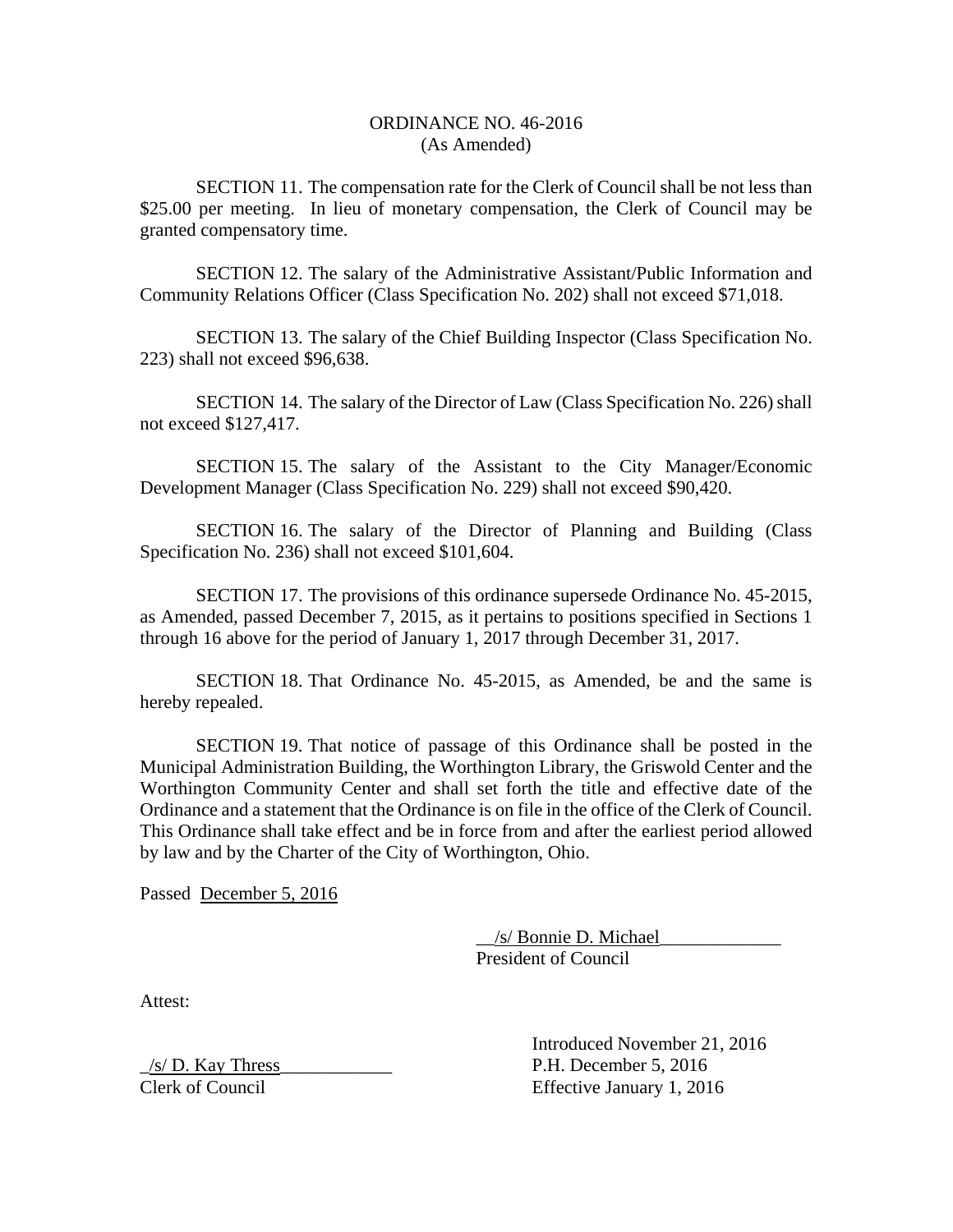ORDINANCE NO. 46-2016
(As Amended)

SECTION 11. The compensation rate for the Clerk of Council shall be not less than $25.00 per meeting. In lieu of monetary compensation, the Clerk of Council may be granted compensatory time.

SECTION 12. The salary of the Administrative Assistant/Public Information and Community Relations Officer (Class Specification No. 202) shall not exceed $71,018.

SECTION 13. The salary of the Chief Building Inspector (Class Specification No. 223) shall not exceed $96,638.

SECTION 14. The salary of the Director of Law (Class Specification No. 226) shall not exceed $127,417.

SECTION 15. The salary of the Assistant to the City Manager/Economic Development Manager (Class Specification No. 229) shall not exceed $90,420.

SECTION 16. The salary of the Director of Planning and Building (Class Specification No. 236) shall not exceed $101,604.

SECTION 17. The provisions of this ordinance supersede Ordinance No. 45-2015, as Amended, passed December 7, 2015, as it pertains to positions specified in Sections 1 through 16 above for the period of January 1, 2017 through December 31, 2017.

SECTION 18. That Ordinance No. 45-2015, as Amended, be and the same is hereby repealed.

SECTION 19. That notice of passage of this Ordinance shall be posted in the Municipal Administration Building, the Worthington Library, the Griswold Center and the Worthington Community Center and shall set forth the title and effective date of the Ordinance and a statement that the Ordinance is on file in the office of the Clerk of Council. This Ordinance shall take effect and be in force from and after the earliest period allowed by law and by the Charter of the City of Worthington, Ohio.

Passed December 5, 2016

/s/ Bonnie D. Michael
President of Council

Attest:

/s/ D. Kay Thress
Clerk of Council

Introduced November 21, 2016
P.H. December 5, 2016
Effective January 1, 2016